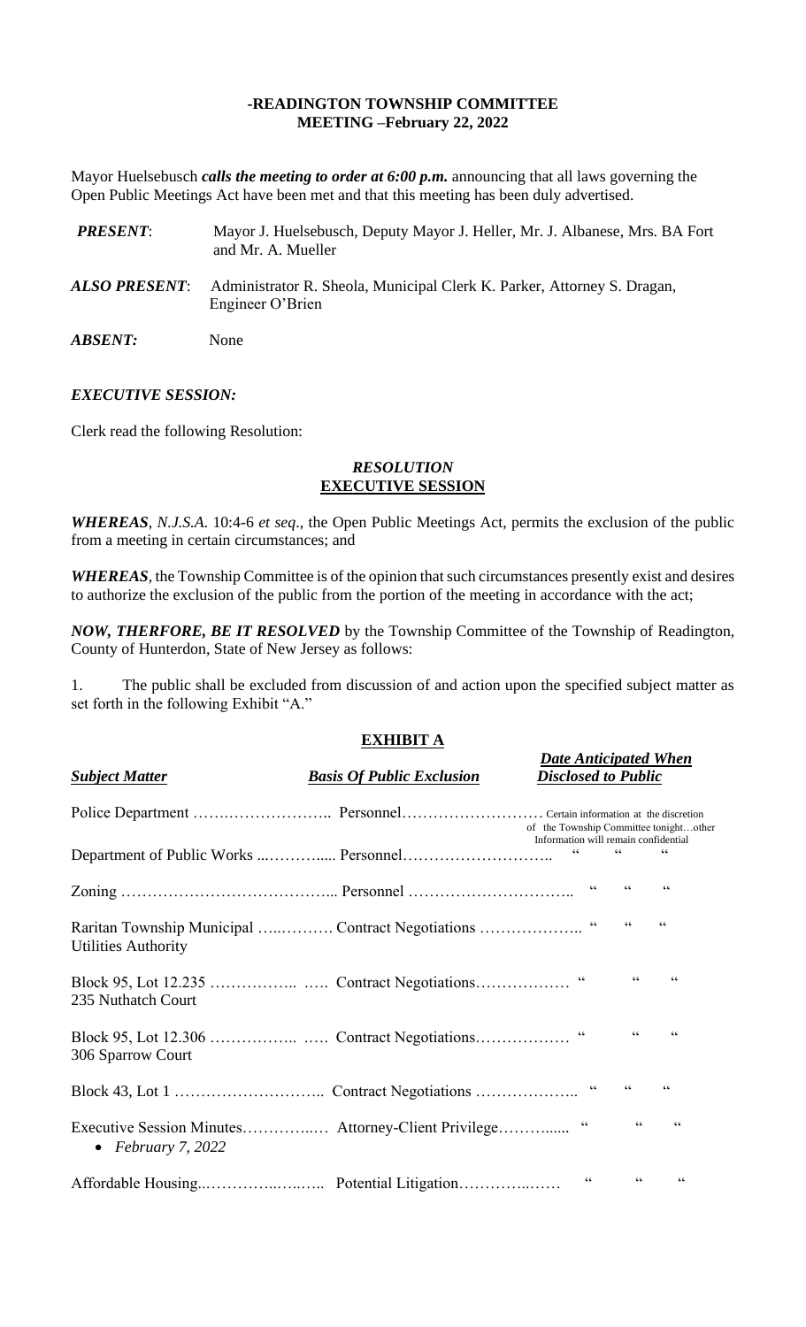**-READINGTON TOWNSHIP COMMITTEE**
**MEETING –February 22, 2022**

Mayor Huelsebusch ***calls the meeting to order at 6:00 p.m.*** announcing that all laws governing the Open Public Meetings Act have been met and that this meeting has been duly advertised.

***PRESENT***: Mayor J. Huelsebusch, Deputy Mayor J. Heller, Mr. J. Albanese, Mrs. BA Fort and Mr. A. Mueller

***ALSO PRESENT***: Administrator R. Sheola, Municipal Clerk K. Parker, Attorney S. Dragan, Engineer O'Brien

***ABSENT:*** None

***EXECUTIVE SESSION:***

Clerk read the following Resolution:

***RESOLUTION***
**EXECUTIVE SESSION**

***WHEREAS***, *N.J.S.A.* 10:4-6 *et seq*., the Open Public Meetings Act, permits the exclusion of the public from a meeting in certain circumstances; and

***WHEREAS***, the Township Committee is of the opinion that such circumstances presently exist and desires to authorize the exclusion of the public from the portion of the meeting in accordance with the act;

***NOW, THERFORE, BE IT RESOLVED*** by the Township Committee of the Township of Readington, County of Hunterdon, State of New Jersey as follows:

1. The public shall be excluded from discussion of and action upon the specified subject matter as set forth in the following Exhibit "A."

**EXHIBIT A**

| ***Subject Matter*** | ***Basis Of Public Exclusion*** | ***Date Anticipated When Disclosed to Public*** |
|---|---|---|
| Police Department | Personnel | Certain information at the discretion of the Township Committee tonight…other Information will remain confidential |
| Department of Public Works | Personnel | " " " |
| Zoning | Personnel | " " " |
| Raritan Township Municipal Utilities Authority | Contract Negotiations | " " " |
| Block 95, Lot 12.235 235 Nuthatch Court | Contract Negotiations | " " " |
| Block 95, Lot 12.306 306 Sparrow Court | Contract Negotiations | " " " |
| Block 43, Lot 1 | Contract Negotiations | " " " |
| Executive Session Minutes<br>• *February 7, 2022* | Attorney-Client Privilege | " " " |
| Affordable Housing | Potential Litigation | " " " |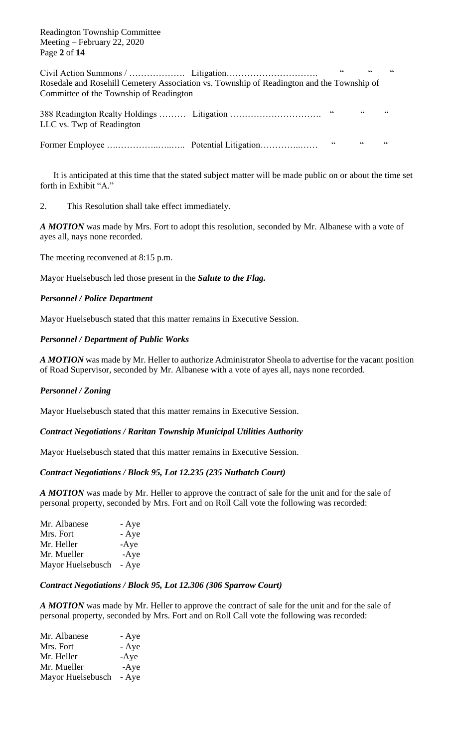Civil Action Summons / ………………. Litigation…………………………. " " "
Rosedale and Rosehill Cemetery Association vs. Township of Readington and the Township of Committee of the Township of Readington

388 Readington Realty Holdings ……… Litigation …………………………. " " "
LLC vs. Twp of Readington

Former Employee ….…………..…..….. Potential Litigation…………..…… " " "

It is anticipated at this time that the stated subject matter will be made public on or about the time set forth in Exhibit "A."

2. This Resolution shall take effect immediately.

***A MOTION*** was made by Mrs. Fort to adopt this resolution, seconded by Mr. Albanese with a vote of ayes all, nays none recorded.

The meeting reconvened at 8:15 p.m.

Mayor Huelsebusch led those present in the ***Salute to the Flag.***

***Personnel / Police Department***

Mayor Huelsebusch stated that this matter remains in Executive Session.

***Personnel / Department of Public Works***

***A MOTION*** was made by Mr. Heller to authorize Administrator Sheola to advertise for the vacant position of Road Supervisor, seconded by Mr. Albanese with a vote of ayes all, nays none recorded.

***Personnel / Zoning***

Mayor Huelsebusch stated that this matter remains in Executive Session.

***Contract Negotiations / Raritan Township Municipal Utilities Authority***

Mayor Huelsebusch stated that this matter remains in Executive Session.

***Contract Negotiations / Block 95, Lot 12.235 (235 Nuthatch Court)***

***A MOTION*** was made by Mr. Heller to approve the contract of sale for the unit and for the sale of personal property, seconded by Mrs. Fort and on Roll Call vote the following was recorded:

Mr. Albanese - Aye
Mrs. Fort - Aye
Mr. Heller -Aye
Mr. Mueller -Aye
Mayor Huelsebusch - Aye

***Contract Negotiations / Block 95, Lot 12.306 (306 Sparrow Court)***

***A MOTION*** was made by Mr. Heller to approve the contract of sale for the unit and for the sale of personal property, seconded by Mrs. Fort and on Roll Call vote the following was recorded:

Mr. Albanese - Aye
Mrs. Fort - Aye
Mr. Heller -Aye
Mr. Mueller -Aye
Mayor Huelsebusch - Aye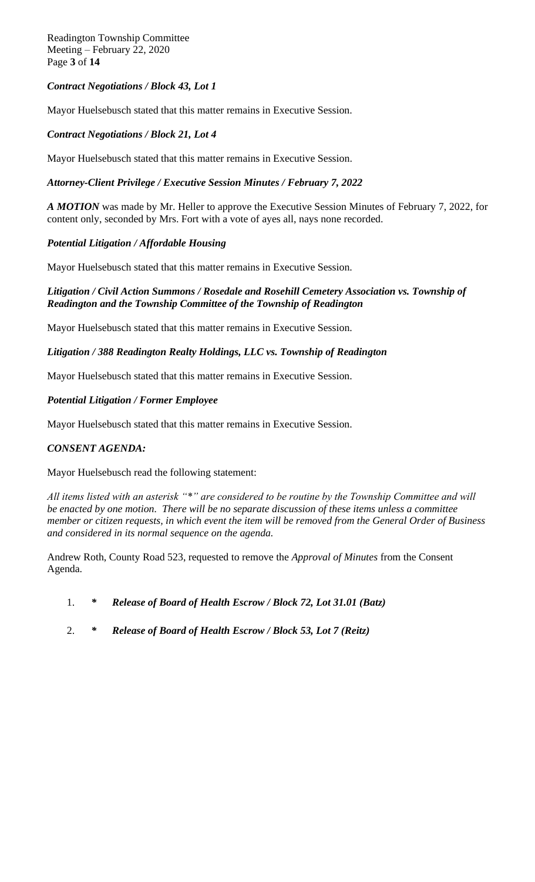***Contract Negotiations / Block 43, Lot 1***

Mayor Huelsebusch stated that this matter remains in Executive Session.

***Contract Negotiations / Block 21, Lot 4***

Mayor Huelsebusch stated that this matter remains in Executive Session.

***Attorney-Client Privilege / Executive Session Minutes / February 7, 2022***

***A MOTION*** was made by Mr. Heller to approve the Executive Session Minutes of February 7, 2022, for content only, seconded by Mrs. Fort with a vote of ayes all, nays none recorded.

***Potential Litigation / Affordable Housing***

Mayor Huelsebusch stated that this matter remains in Executive Session.

***Litigation / Civil Action Summons / Rosedale and Rosehill Cemetery Association vs. Township of Readington and the Township Committee of the Township of Readington***

Mayor Huelsebusch stated that this matter remains in Executive Session.

***Litigation / 388 Readington Realty Holdings, LLC vs. Township of Readington***

Mayor Huelsebusch stated that this matter remains in Executive Session.

***Potential Litigation / Former Employee***

Mayor Huelsebusch stated that this matter remains in Executive Session.

***CONSENT AGENDA:***

Mayor Huelsebusch read the following statement:

*All items listed with an asterisk "*" are considered to be routine by the Township Committee and will be enacted by one motion. There will be no separate discussion of these items unless a committee member or citizen requests, in which event the item will be removed from the General Order of Business and considered in its normal sequence on the agenda.*

Andrew Roth, County Road 523, requested to remove the *Approval of Minutes* from the Consent Agenda.

1. ***\* Release of Board of Health Escrow / Block 72, Lot 31.01 (Batz)***

2. ***\* Release of Board of Health Escrow / Block 53, Lot 7 (Reitz)***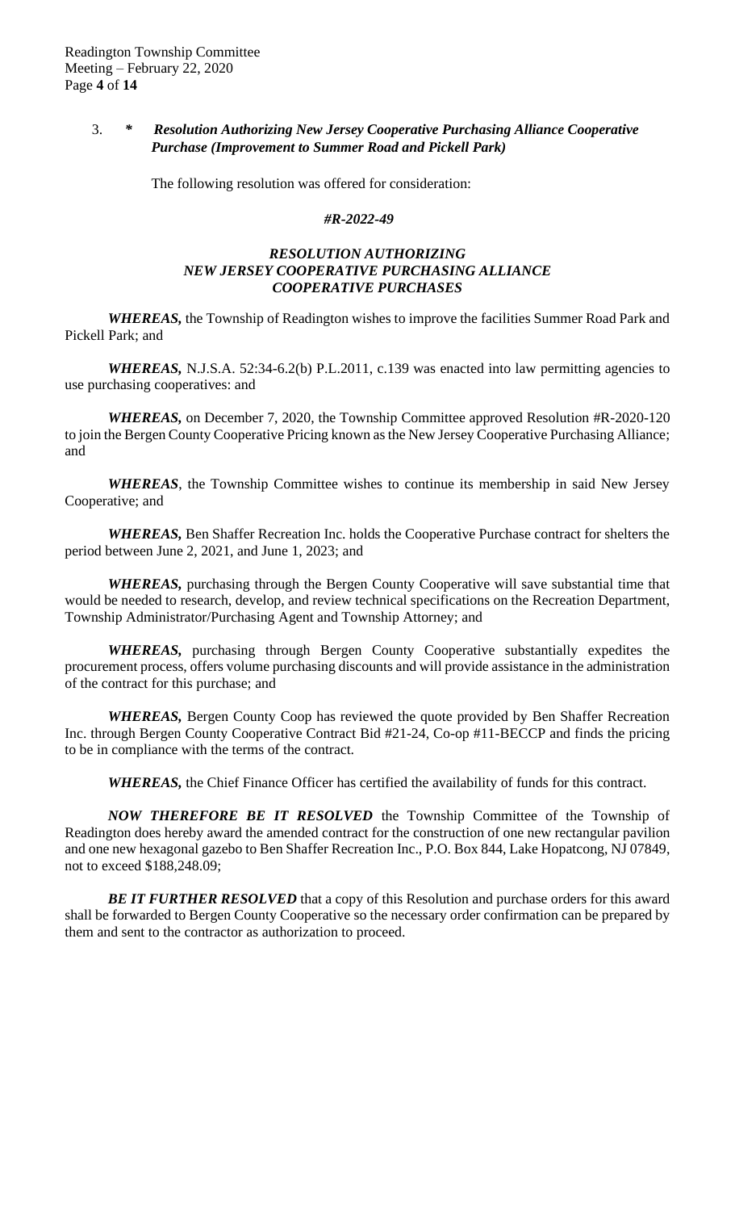3. ***  Resolution Authorizing New Jersey Cooperative Purchasing Alliance Cooperative Purchase (Improvement to Summer Road and Pickell Park)***

The following resolution was offered for consideration:

***#R-2022-49***

***RESOLUTION AUTHORIZING NEW JERSEY COOPERATIVE PURCHASING ALLIANCE COOPERATIVE PURCHASES***

***WHEREAS,*** the Township of Readington wishes to improve the facilities Summer Road Park and Pickell Park; and

***WHEREAS,*** N.J.S.A. 52:34-6.2(b) P.L.2011, c.139 was enacted into law permitting agencies to use purchasing cooperatives: and

***WHEREAS,*** on December 7, 2020, the Township Committee approved Resolution #R-2020-120 to join the Bergen County Cooperative Pricing known as the New Jersey Cooperative Purchasing Alliance; and

***WHEREAS***, the Township Committee wishes to continue its membership in said New Jersey Cooperative; and

***WHEREAS,*** Ben Shaffer Recreation Inc. holds the Cooperative Purchase contract for shelters the period between June 2, 2021, and June 1, 2023; and

***WHEREAS,*** purchasing through the Bergen County Cooperative will save substantial time that would be needed to research, develop, and review technical specifications on the Recreation Department, Township Administrator/Purchasing Agent and Township Attorney; and

***WHEREAS,*** purchasing through Bergen County Cooperative substantially expedites the procurement process, offers volume purchasing discounts and will provide assistance in the administration of the contract for this purchase; and

***WHEREAS,*** Bergen County Coop has reviewed the quote provided by Ben Shaffer Recreation Inc. through Bergen County Cooperative Contract Bid #21-24, Co-op #11-BECCP and finds the pricing to be in compliance with the terms of the contract.

***WHEREAS,*** the Chief Finance Officer has certified the availability of funds for this contract.

***NOW THEREFORE BE IT RESOLVED*** the Township Committee of the Township of Readington does hereby award the amended contract for the construction of one new rectangular pavilion and one new hexagonal gazebo to Ben Shaffer Recreation Inc., P.O. Box 844, Lake Hopatcong, NJ 07849, not to exceed $188,248.09;

***BE IT FURTHER RESOLVED*** that a copy of this Resolution and purchase orders for this award shall be forwarded to Bergen County Cooperative so the necessary order confirmation can be prepared by them and sent to the contractor as authorization to proceed.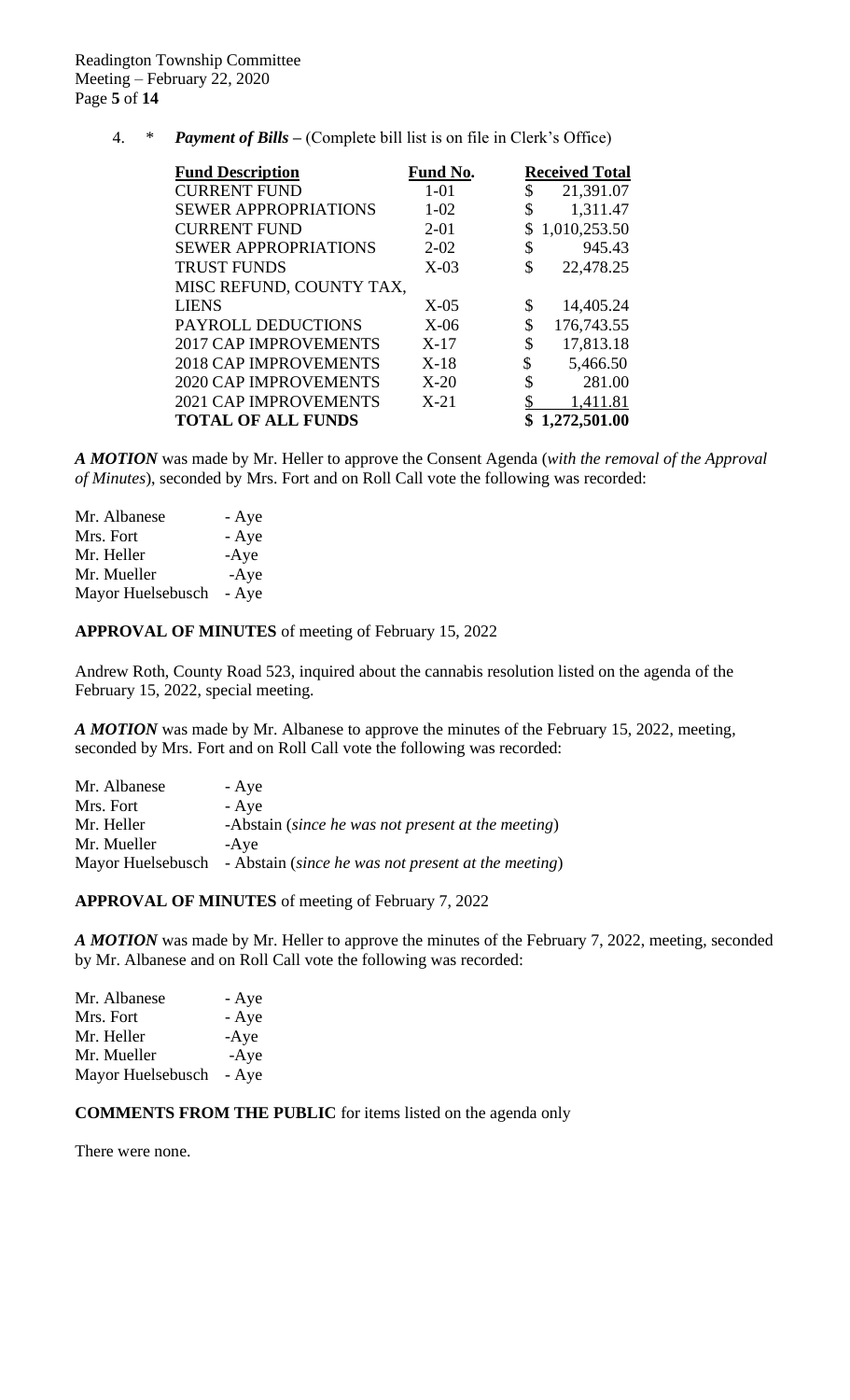4. * ***Payment of Bills*** – (Complete bill list is on file in Clerk's Office)

| Fund Description | Fund No. | Received Total |
|---|---|---|
| CURRENT FUND | 1-01 | $ 21,391.07 |
| SEWER APPROPRIATIONS | 1-02 | $ 1,311.47 |
| CURRENT FUND | 2-01 | $ 1,010,253.50 |
| SEWER APPROPRIATIONS | 2-02 | $ 945.43 |
| TRUST FUNDS | X-03 | $ 22,478.25 |
| MISC REFUND, COUNTY TAX, LIENS | X-05 | $ 14,405.24 |
| PAYROLL DEDUCTIONS | X-06 | $ 176,743.55 |
| 2017 CAP IMPROVEMENTS | X-17 | $ 17,813.18 |
| 2018 CAP IMPROVEMENTS | X-18 | $ 5,466.50 |
| 2020 CAP IMPROVEMENTS | X-20 | $ 281.00 |
| 2021 CAP IMPROVEMENTS | X-21 | $ 1,411.81 |
| **TOTAL OF ALL FUNDS** | | **$ 1,272,501.00** |

***A MOTION*** was made by Mr. Heller to approve the Consent Agenda (*with the removal of the Approval of Minutes*), seconded by Mrs. Fort and on Roll Call vote the following was recorded:

Mr. Albanese - Aye
Mrs. Fort - Aye
Mr. Heller -Aye
Mr. Mueller -Aye
Mayor Huelsebusch - Aye

**APPROVAL OF MINUTES** of meeting of February 15, 2022

Andrew Roth, County Road 523, inquired about the cannabis resolution listed on the agenda of the February 15, 2022, special meeting.

***A MOTION*** was made by Mr. Albanese to approve the minutes of the February 15, 2022, meeting, seconded by Mrs. Fort and on Roll Call vote the following was recorded:

Mr. Albanese - Aye
Mrs. Fort - Aye
Mr. Heller -Abstain (*since he was not present at the meeting*)
Mr. Mueller -Aye
Mayor Huelsebusch - Abstain (*since he was not present at the meeting*)

**APPROVAL OF MINUTES** of meeting of February 7, 2022

***A MOTION*** was made by Mr. Heller to approve the minutes of the February 7, 2022, meeting, seconded by Mr. Albanese and on Roll Call vote the following was recorded:

Mr. Albanese - Aye
Mrs. Fort - Aye
Mr. Heller -Aye
Mr. Mueller -Aye
Mayor Huelsebusch - Aye

**COMMENTS FROM THE PUBLIC** for items listed on the agenda only

There were none.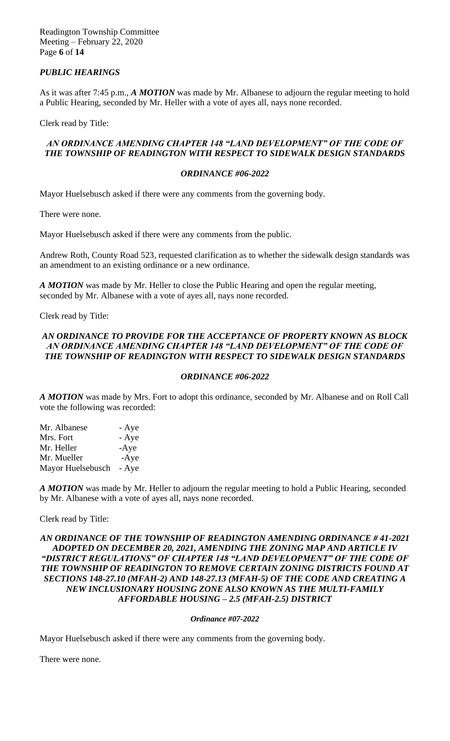## *PUBLIC HEARINGS*

As it was after 7:45 p.m., ***A MOTION*** was made by Mr. Albanese to adjourn the regular meeting to hold a Public Hearing, seconded by Mr. Heller with a vote of ayes all, nays none recorded.

Clerk read by Title:

***AN ORDINANCE AMENDING CHAPTER 148 "LAND DEVELOPMENT" OF THE CODE OF THE TOWNSHIP OF READINGTON WITH RESPECT TO SIDEWALK DESIGN STANDARDS***

***ORDINANCE #06-2022***

Mayor Huelsebusch asked if there were any comments from the governing body.

There were none.

Mayor Huelsebusch asked if there were any comments from the public.

Andrew Roth, County Road 523, requested clarification as to whether the sidewalk design standards was an amendment to an existing ordinance or a new ordinance.

***A MOTION*** was made by Mr. Heller to close the Public Hearing and open the regular meeting, seconded by Mr. Albanese with a vote of ayes all, nays none recorded.

Clerk read by Title:

***AN ORDINANCE TO PROVIDE FOR THE ACCEPTANCE OF PROPERTY KNOWN AS BLOCK AN ORDINANCE AMENDING CHAPTER 148 "LAND DEVELOPMENT" OF THE CODE OF THE TOWNSHIP OF READINGTON WITH RESPECT TO SIDEWALK DESIGN STANDARDS***

***ORDINANCE #06-2022***

***A MOTION*** was made by Mrs. Fort to adopt this ordinance, seconded by Mr. Albanese and on Roll Call vote the following was recorded:

Mr. Albanese - Aye
Mrs. Fort - Aye
Mr. Heller -Aye
Mr. Mueller -Aye
Mayor Huelsebusch - Aye

***A MOTION*** was made by Mr. Heller to adjourn the regular meeting to hold a Public Hearing, seconded by Mr. Albanese with a vote of ayes all, nays none recorded.

Clerk read by Title:

***AN ORDINANCE OF THE TOWNSHIP OF READINGTON AMENDING ORDINANCE # 41-2021 ADOPTED ON DECEMBER 20, 2021, AMENDING THE ZONING MAP AND ARTICLE IV "DISTRICT REGULATIONS" OF CHAPTER 148 "LAND DEVELOPMENT" OF THE CODE OF THE TOWNSHIP OF READINGTON TO REMOVE CERTAIN ZONING DISTRICTS FOUND AT SECTIONS 148-27.10 (MFAH-2) AND 148-27.13 (MFAH-5) OF THE CODE AND CREATING A NEW INCLUSIONARY HOUSING ZONE ALSO KNOWN AS THE MULTI-FAMILY AFFORDABLE HOUSING – 2.5 (MFAH-2.5) DISTRICT***

***Ordinance #07-2022***

Mayor Huelsebusch asked if there were any comments from the governing body.

There were none.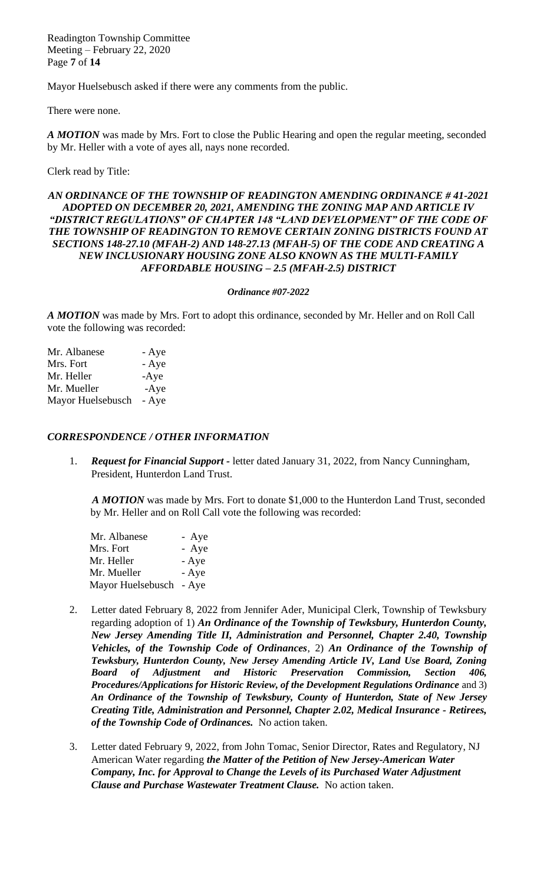Mayor Huelsebusch asked if there were any comments from the public.

There were none.

***A MOTION*** was made by Mrs. Fort to close the Public Hearing and open the regular meeting, seconded by Mr. Heller with a vote of ayes all, nays none recorded.

Clerk read by Title:

***AN ORDINANCE OF THE TOWNSHIP OF READINGTON AMENDING ORDINANCE # 41-2021 ADOPTED ON DECEMBER 20, 2021, AMENDING THE ZONING MAP AND ARTICLE IV "DISTRICT REGULATIONS" OF CHAPTER 148 "LAND DEVELOPMENT" OF THE CODE OF THE TOWNSHIP OF READINGTON TO REMOVE CERTAIN ZONING DISTRICTS FOUND AT SECTIONS 148-27.10 (MFAH-2) AND 148-27.13 (MFAH-5) OF THE CODE AND CREATING A NEW INCLUSIONARY HOUSING ZONE ALSO KNOWN AS THE MULTI-FAMILY AFFORDABLE HOUSING – 2.5 (MFAH-2.5) DISTRICT***

***Ordinance #07-2022***

***A MOTION*** was made by Mrs. Fort to adopt this ordinance, seconded by Mr. Heller and on Roll Call vote the following was recorded:

| | |
|---|---|
| Mr. Albanese | - Aye |
| Mrs. Fort | - Aye |
| Mr. Heller | -Aye |
| Mr. Mueller | -Aye |
| Mayor Huelsebusch | - Aye |

## *CORRESPONDENCE / OTHER INFORMATION*

1. ***Request for Financial Support*** - letter dated January 31, 2022, from Nancy Cunningham, President, Hunterdon Land Trust.

   ***A MOTION*** was made by Mrs. Fort to donate $1,000 to the Hunterdon Land Trust, seconded by Mr. Heller and on Roll Call vote the following was recorded:

   | | |
   |---|---|
   | Mr. Albanese | - Aye |
   | Mrs. Fort | - Aye |
   | Mr. Heller | - Aye |
   | Mr. Mueller | - Aye |
   | Mayor Huelsebusch | - Aye |

2. Letter dated February 8, 2022 from Jennifer Ader, Municipal Clerk, Township of Tewksbury regarding adoption of 1) ***An Ordinance of the Township of Tewksbury, Hunterdon County, New Jersey Amending Title II, Administration and Personnel, Chapter 2.40, Township Vehicles, of the Township Code of Ordinances***, 2) ***An Ordinance of the Township of Tewksbury, Hunterdon County, New Jersey Amending Article IV, Land Use Board, Zoning Board of Adjustment and Historic Preservation Commission, Section 406, Procedures/Applications for Historic Review, of the Development Regulations Ordinance*** and 3) ***An Ordinance of the Township of Tewksbury, County of Hunterdon, State of New Jersey Creating Title, Administration and Personnel, Chapter 2.02, Medical Insurance - Retirees, of the Township Code of Ordinances.*** No action taken.

3. Letter dated February 9, 2022, from John Tomac, Senior Director, Rates and Regulatory, NJ American Water regarding ***the Matter of the Petition of New Jersey-American Water Company, Inc. for Approval to Change the Levels of its Purchased Water Adjustment Clause and Purchase Wastewater Treatment Clause.*** No action taken.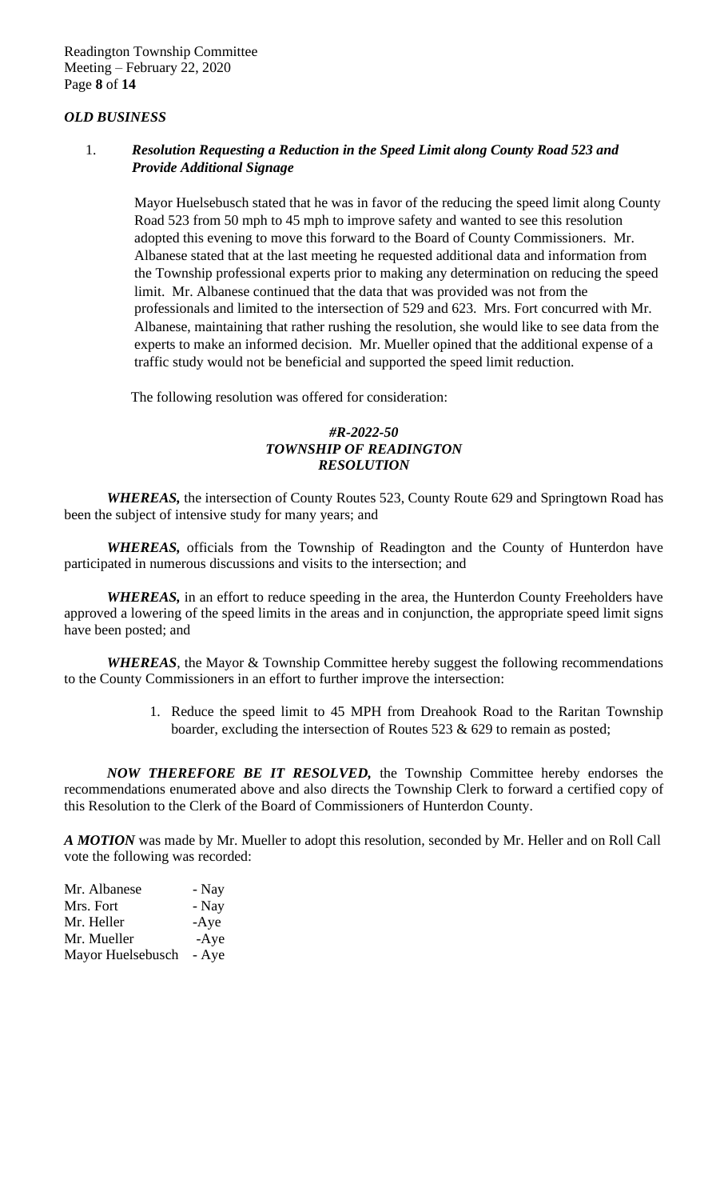## *OLD BUSINESS*

1. ***Resolution Requesting a Reduction in the Speed Limit along County Road 523 and Provide Additional Signage***

   Mayor Huelsebusch stated that he was in favor of the reducing the speed limit along County Road 523 from 50 mph to 45 mph to improve safety and wanted to see this resolution adopted this evening to move this forward to the Board of County Commissioners. Mr. Albanese stated that at the last meeting he requested additional data and information from the Township professional experts prior to making any determination on reducing the speed limit. Mr. Albanese continued that the data that was provided was not from the professionals and limited to the intersection of 529 and 623. Mrs. Fort concurred with Mr. Albanese, maintaining that rather rushing the resolution, she would like to see data from the experts to make an informed decision. Mr. Mueller opined that the additional expense of a traffic study would not be beneficial and supported the speed limit reduction.

The following resolution was offered for consideration:

***#R-2022-50***
***TOWNSHIP OF READINGTON***
***RESOLUTION***

***WHEREAS,*** the intersection of County Routes 523, County Route 629 and Springtown Road has been the subject of intensive study for many years; and

***WHEREAS,*** officials from the Township of Readington and the County of Hunterdon have participated in numerous discussions and visits to the intersection; and

***WHEREAS,*** in an effort to reduce speeding in the area, the Hunterdon County Freeholders have approved a lowering of the speed limits in the areas and in conjunction, the appropriate speed limit signs have been posted; and

***WHEREAS***, the Mayor & Township Committee hereby suggest the following recommendations to the County Commissioners in an effort to further improve the intersection:

1. Reduce the speed limit to 45 MPH from Dreahook Road to the Raritan Township boarder, excluding the intersection of Routes 523 & 629 to remain as posted;

***NOW THEREFORE BE IT RESOLVED,*** the Township Committee hereby endorses the recommendations enumerated above and also directs the Township Clerk to forward a certified copy of this Resolution to the Clerk of the Board of Commissioners of Hunterdon County.

***A MOTION*** was made by Mr. Mueller to adopt this resolution, seconded by Mr. Heller and on Roll Call vote the following was recorded:

Mr. Albanese - Nay
Mrs. Fort - Nay
Mr. Heller -Aye
Mr. Mueller -Aye
Mayor Huelsebusch - Aye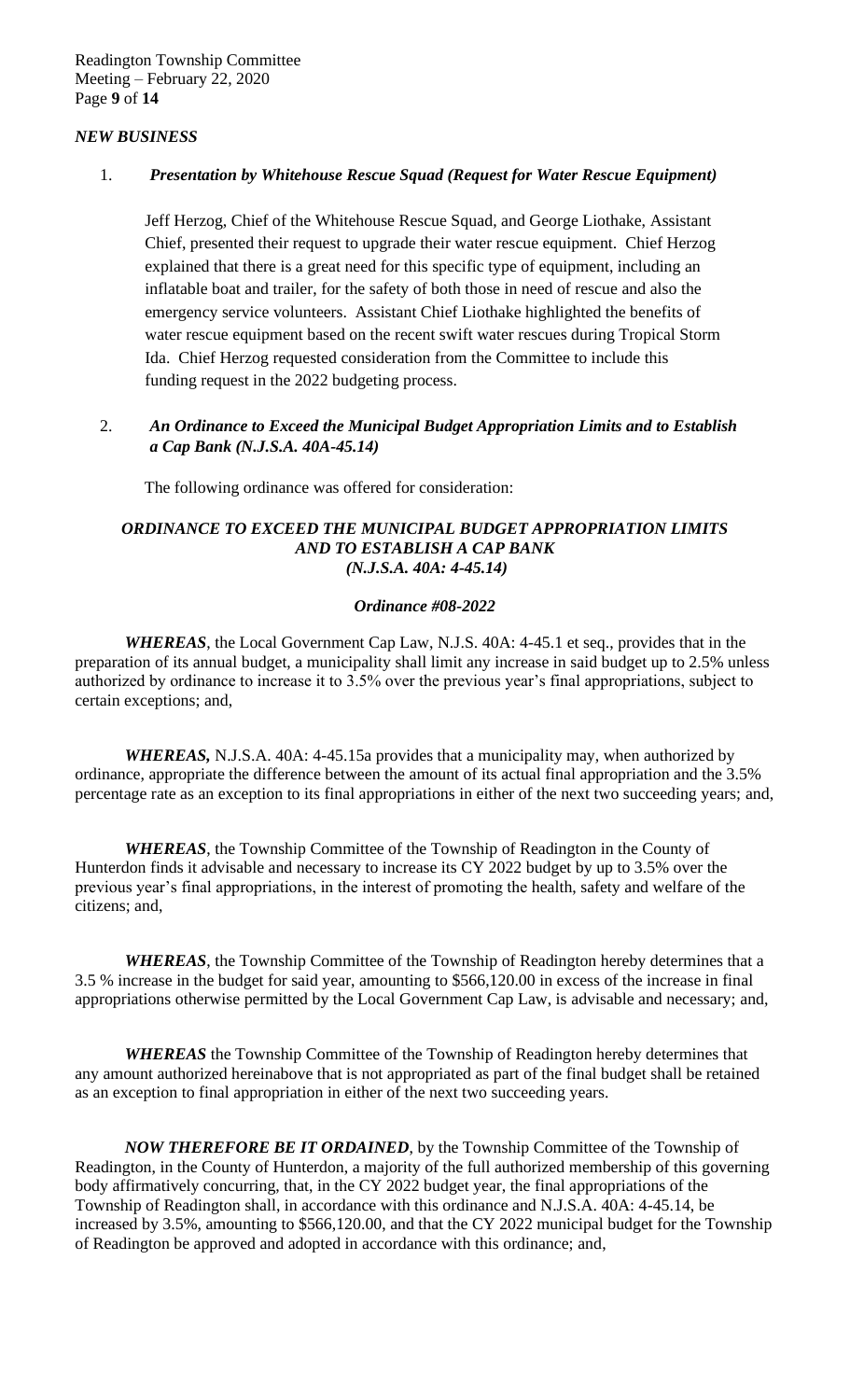## *NEW BUSINESS*

1. ***Presentation by Whitehouse Rescue Squad (Request for Water Rescue Equipment)***

   Jeff Herzog, Chief of the Whitehouse Rescue Squad, and George Liothake, Assistant Chief, presented their request to upgrade their water rescue equipment. Chief Herzog explained that there is a great need for this specific type of equipment, including an inflatable boat and trailer, for the safety of both those in need of rescue and also the emergency service volunteers. Assistant Chief Liothake highlighted the benefits of water rescue equipment based on the recent swift water rescues during Tropical Storm Ida. Chief Herzog requested consideration from the Committee to include this funding request in the 2022 budgeting process.

2. ***An Ordinance to Exceed the Municipal Budget Appropriation Limits and to Establish a Cap Bank (N.J.S.A. 40A-45.14)***

   The following ordinance was offered for consideration:

### *ORDINANCE TO EXCEED THE MUNICIPAL BUDGET APPROPRIATION LIMITS AND TO ESTABLISH A CAP BANK (N.J.S.A. 40A: 4-45.14)*

#### *Ordinance #08-2022*

***WHEREAS***, the Local Government Cap Law, N.J.S. 40A: 4-45.1 et seq., provides that in the preparation of its annual budget, a municipality shall limit any increase in said budget up to 2.5% unless authorized by ordinance to increase it to 3.5% over the previous year's final appropriations, subject to certain exceptions; and,

***WHEREAS,*** N.J.S.A. 40A: 4-45.15a provides that a municipality may, when authorized by ordinance, appropriate the difference between the amount of its actual final appropriation and the 3.5% percentage rate as an exception to its final appropriations in either of the next two succeeding years; and,

***WHEREAS***, the Township Committee of the Township of Readington in the County of Hunterdon finds it advisable and necessary to increase its CY 2022 budget by up to 3.5% over the previous year's final appropriations, in the interest of promoting the health, safety and welfare of the citizens; and,

***WHEREAS***, the Township Committee of the Township of Readington hereby determines that a 3.5 % increase in the budget for said year, amounting to $566,120.00 in excess of the increase in final appropriations otherwise permitted by the Local Government Cap Law, is advisable and necessary; and,

***WHEREAS*** the Township Committee of the Township of Readington hereby determines that any amount authorized hereinabove that is not appropriated as part of the final budget shall be retained as an exception to final appropriation in either of the next two succeeding years.

***NOW THEREFORE BE IT ORDAINED***, by the Township Committee of the Township of Readington, in the County of Hunterdon, a majority of the full authorized membership of this governing body affirmatively concurring, that, in the CY 2022 budget year, the final appropriations of the Township of Readington shall, in accordance with this ordinance and N.J.S.A. 40A: 4-45.14, be increased by 3.5%, amounting to $566,120.00, and that the CY 2022 municipal budget for the Township of Readington be approved and adopted in accordance with this ordinance; and,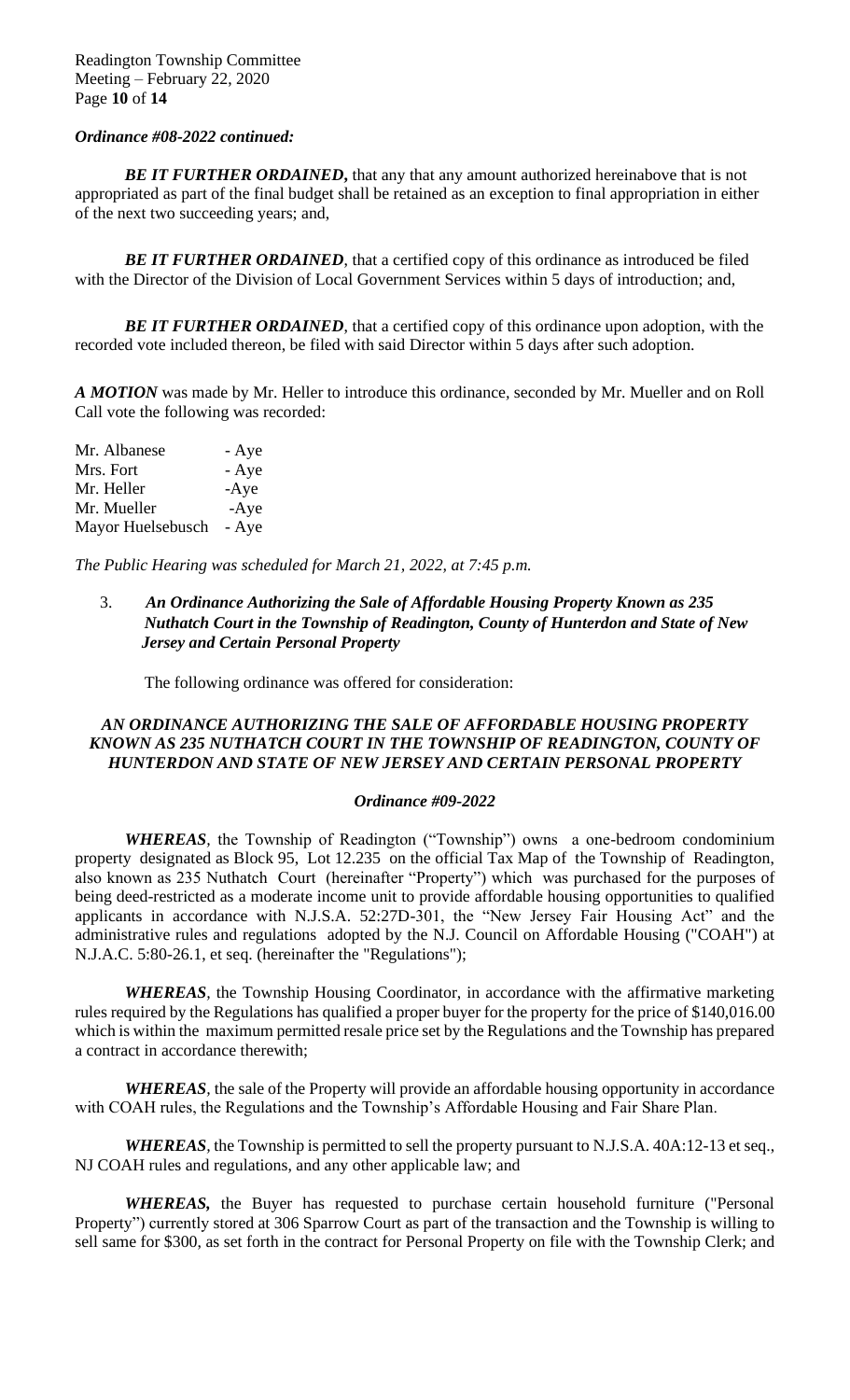*Ordinance #08-2022 continued:*

***BE IT FURTHER ORDAINED***, that any that any amount authorized hereinabove that is not appropriated as part of the final budget shall be retained as an exception to final appropriation in either of the next two succeeding years; and,

***BE IT FURTHER ORDAINED***, that a certified copy of this ordinance as introduced be filed with the Director of the Division of Local Government Services within 5 days of introduction; and,

***BE IT FURTHER ORDAINED***, that a certified copy of this ordinance upon adoption, with the recorded vote included thereon, be filed with said Director within 5 days after such adoption.

***A MOTION*** was made by Mr. Heller to introduce this ordinance, seconded by Mr. Mueller and on Roll Call vote the following was recorded:

| | |
|---|---|
| Mr. Albanese | - Aye |
| Mrs. Fort | - Aye |
| Mr. Heller | -Aye |
| Mr. Mueller | -Aye |
| Mayor Huelsebusch | - Aye |

*The Public Hearing was scheduled for March 21, 2022, at 7:45 p.m.*

3. ***An Ordinance Authorizing the Sale of Affordable Housing Property Known as 235 Nuthatch Court in the Township of Readington, County of Hunterdon and State of New Jersey and Certain Personal Property***

The following ordinance was offered for consideration:

***AN ORDINANCE AUTHORIZING THE SALE OF AFFORDABLE HOUSING PROPERTY KNOWN AS 235 NUTHATCH COURT IN THE TOWNSHIP OF READINGTON, COUNTY OF HUNTERDON AND STATE OF NEW JERSEY AND CERTAIN PERSONAL PROPERTY***

***Ordinance #09-2022***

***WHEREAS***, the Township of Readington ("Township") owns a one-bedroom condominium property designated as Block 95, Lot 12.235 on the official Tax Map of the Township of Readington, also known as 235 Nuthatch Court (hereinafter "Property") which was purchased for the purposes of being deed-restricted as a moderate income unit to provide affordable housing opportunities to qualified applicants in accordance with N.J.S.A. 52:27D-301, the "New Jersey Fair Housing Act" and the administrative rules and regulations adopted by the N.J. Council on Affordable Housing ("COAH") at N.J.A.C. 5:80-26.1, et seq. (hereinafter the "Regulations");

***WHEREAS***, the Township Housing Coordinator, in accordance with the affirmative marketing rules required by the Regulations has qualified a proper buyer for the property for the price of $140,016.00 which is within the maximum permitted resale price set by the Regulations and the Township has prepared a contract in accordance therewith;

***WHEREAS***, the sale of the Property will provide an affordable housing opportunity in accordance with COAH rules, the Regulations and the Township's Affordable Housing and Fair Share Plan.

***WHEREAS***, the Township is permitted to sell the property pursuant to N.J.S.A. 40A:12-13 et seq., NJ COAH rules and regulations, and any other applicable law; and

***WHEREAS,*** the Buyer has requested to purchase certain household furniture ("Personal Property") currently stored at 306 Sparrow Court as part of the transaction and the Township is willing to sell same for $300, as set forth in the contract for Personal Property on file with the Township Clerk; and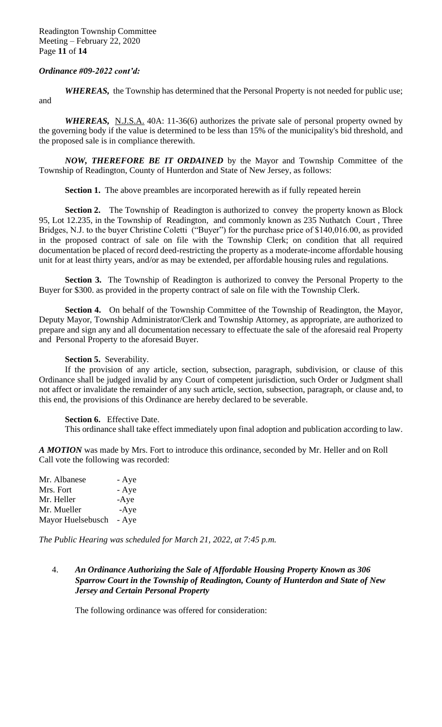***Ordinance #09-2022 cont'd:***

***WHEREAS,*** the Township has determined that the Personal Property is not needed for public use; and

***WHEREAS,*** N.J.S.A. 40A: 11-36(6) authorizes the private sale of personal property owned by the governing body if the value is determined to be less than 15% of the municipality's bid threshold, and the proposed sale is in compliance therewith.

***NOW, THEREFORE BE IT ORDAINED*** by the Mayor and Township Committee of the Township of Readington, County of Hunterdon and State of New Jersey, as follows:

**Section 1.** The above preambles are incorporated herewith as if fully repeated herein

**Section 2.** The Township of Readington is authorized to convey the property known as Block 95, Lot 12.235, in the Township of Readington, and commonly known as 235 Nuthatch Court , Three Bridges, N.J. to the buyer Christine Coletti ("Buyer") for the purchase price of $140,016.00, as provided in the proposed contract of sale on file with the Township Clerk; on condition that all required documentation be placed of record deed-restricting the property as a moderate-income affordable housing unit for at least thirty years, and/or as may be extended, per affordable housing rules and regulations.

**Section 3.** The Township of Readington is authorized to convey the Personal Property to the Buyer for $300. as provided in the property contract of sale on file with the Township Clerk.

**Section 4.** On behalf of the Township Committee of the Township of Readington, the Mayor, Deputy Mayor, Township Administrator/Clerk and Township Attorney, as appropriate, are authorized to prepare and sign any and all documentation necessary to effectuate the sale of the aforesaid real Property and Personal Property to the aforesaid Buyer.

**Section 5.** Severability.

If the provision of any article, section, subsection, paragraph, subdivision, or clause of this Ordinance shall be judged invalid by any Court of competent jurisdiction, such Order or Judgment shall not affect or invalidate the remainder of any such article, section, subsection, paragraph, or clause and, to this end, the provisions of this Ordinance are hereby declared to be severable.

**Section 6.** Effective Date.

This ordinance shall take effect immediately upon final adoption and publication according to law.

***A MOTION*** was made by Mrs. Fort to introduce this ordinance, seconded by Mr. Heller and on Roll Call vote the following was recorded:

Mr. Albanese - Aye
Mrs. Fort - Aye
Mr. Heller -Aye
Mr. Mueller -Aye
Mayor Huelsebusch - Aye

*The Public Hearing was scheduled for March 21, 2022, at 7:45 p.m.*

4. ***An Ordinance Authorizing the Sale of Affordable Housing Property Known as 306 Sparrow Court in the Township of Readington, County of Hunterdon and State of New Jersey and Certain Personal Property***

The following ordinance was offered for consideration: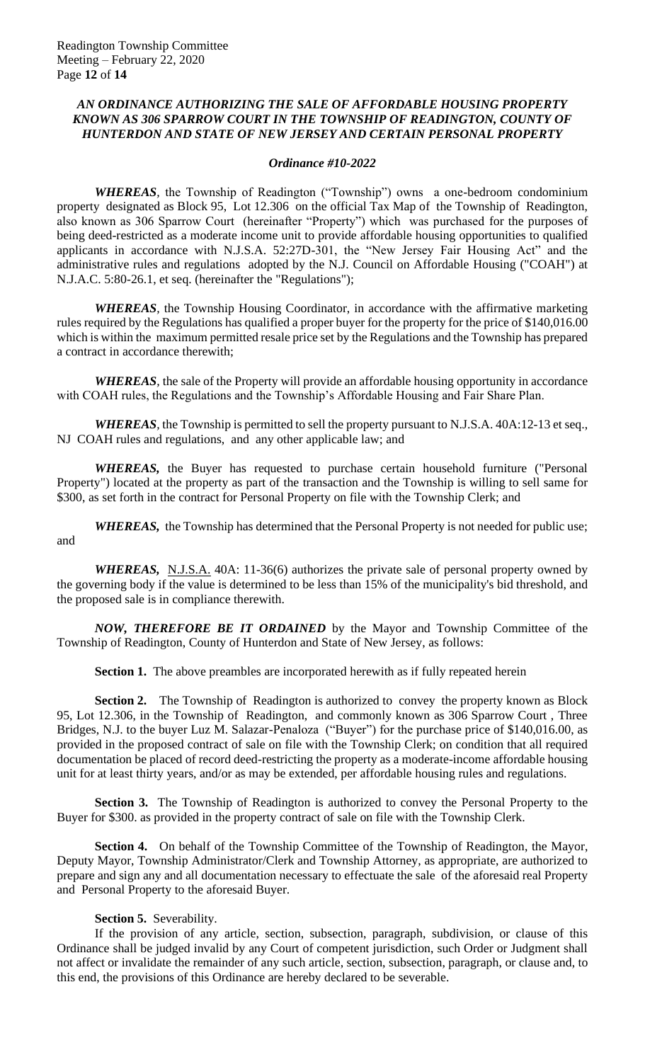***AN ORDINANCE AUTHORIZING THE SALE OF AFFORDABLE HOUSING PROPERTY KNOWN AS 306 SPARROW COURT IN THE TOWNSHIP OF READINGTON, COUNTY OF HUNTERDON AND STATE OF NEW JERSEY AND CERTAIN PERSONAL PROPERTY***

***Ordinance #10-2022***

***WHEREAS***, the Township of Readington ("Township") owns a one-bedroom condominium property designated as Block 95, Lot 12.306 on the official Tax Map of the Township of Readington, also known as 306 Sparrow Court (hereinafter "Property") which was purchased for the purposes of being deed-restricted as a moderate income unit to provide affordable housing opportunities to qualified applicants in accordance with N.J.S.A. 52:27D-301, the "New Jersey Fair Housing Act" and the administrative rules and regulations adopted by the N.J. Council on Affordable Housing ("COAH") at N.J.A.C. 5:80-26.1, et seq. (hereinafter the "Regulations");

***WHEREAS***, the Township Housing Coordinator, in accordance with the affirmative marketing rules required by the Regulations has qualified a proper buyer for the property for the price of $140,016.00 which is within the maximum permitted resale price set by the Regulations and the Township has prepared a contract in accordance therewith;

***WHEREAS***, the sale of the Property will provide an affordable housing opportunity in accordance with COAH rules, the Regulations and the Township's Affordable Housing and Fair Share Plan.

***WHEREAS***, the Township is permitted to sell the property pursuant to N.J.S.A. 40A:12-13 et seq., NJ COAH rules and regulations, and any other applicable law; and

***WHEREAS,*** the Buyer has requested to purchase certain household furniture ("Personal Property") located at the property as part of the transaction and the Township is willing to sell same for $300, as set forth in the contract for Personal Property on file with the Township Clerk; and

***WHEREAS,*** the Township has determined that the Personal Property is not needed for public use; and

***WHEREAS,*** N.J.S.A. 40A: 11-36(6) authorizes the private sale of personal property owned by the governing body if the value is determined to be less than 15% of the municipality's bid threshold, and the proposed sale is in compliance therewith.

***NOW, THEREFORE BE IT ORDAINED*** by the Mayor and Township Committee of the Township of Readington, County of Hunterdon and State of New Jersey, as follows:

**Section 1.** The above preambles are incorporated herewith as if fully repeated herein

**Section 2.** The Township of Readington is authorized to convey the property known as Block 95, Lot 12.306, in the Township of Readington, and commonly known as 306 Sparrow Court , Three Bridges, N.J. to the buyer Luz M. Salazar-Penaloza ("Buyer") for the purchase price of $140,016.00, as provided in the proposed contract of sale on file with the Township Clerk; on condition that all required documentation be placed of record deed-restricting the property as a moderate-income affordable housing unit for at least thirty years, and/or as may be extended, per affordable housing rules and regulations.

**Section 3.** The Township of Readington is authorized to convey the Personal Property to the Buyer for $300. as provided in the property contract of sale on file with the Township Clerk.

**Section 4.** On behalf of the Township Committee of the Township of Readington, the Mayor, Deputy Mayor, Township Administrator/Clerk and Township Attorney, as appropriate, are authorized to prepare and sign any and all documentation necessary to effectuate the sale of the aforesaid real Property and Personal Property to the aforesaid Buyer.

**Section 5.** Severability.

If the provision of any article, section, subsection, paragraph, subdivision, or clause of this Ordinance shall be judged invalid by any Court of competent jurisdiction, such Order or Judgment shall not affect or invalidate the remainder of any such article, section, subsection, paragraph, or clause and, to this end, the provisions of this Ordinance are hereby declared to be severable.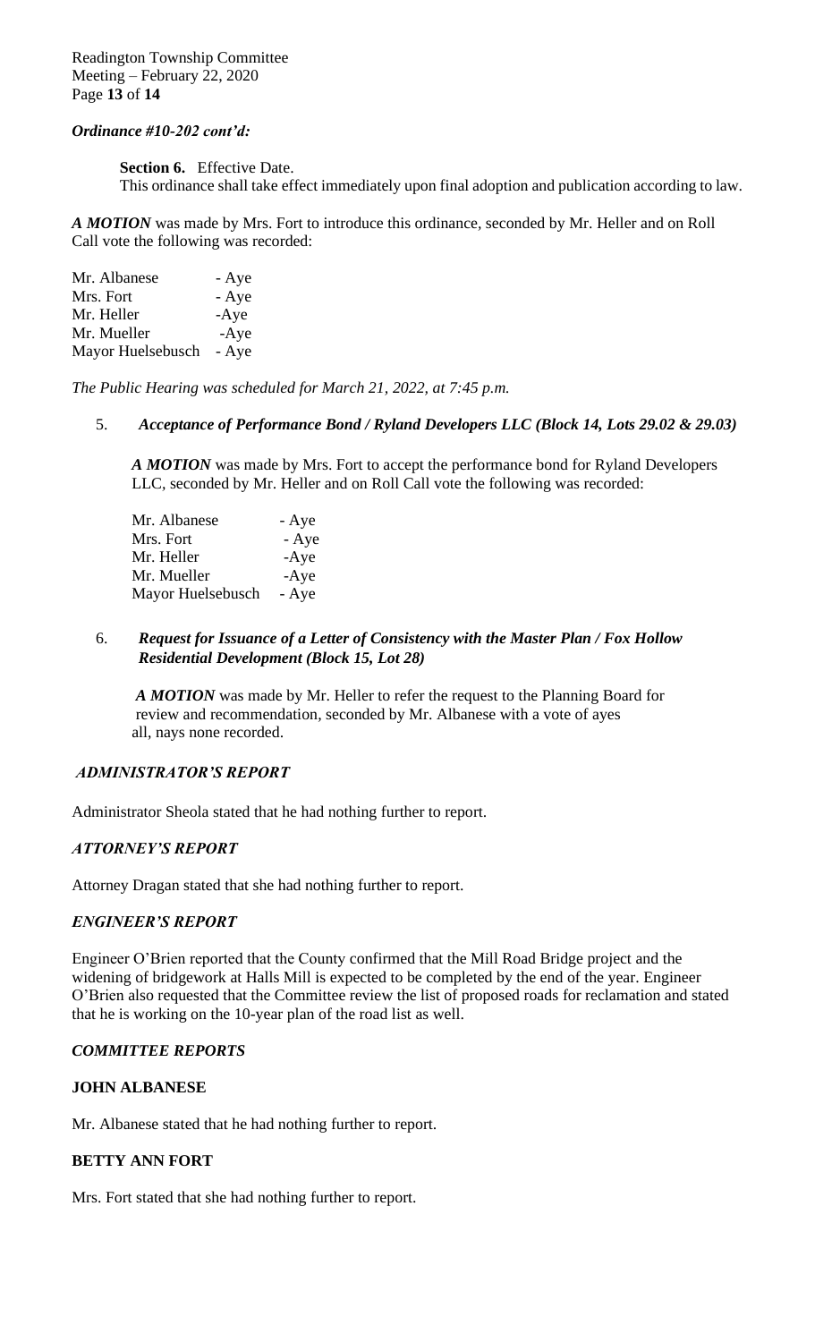*Ordinance #10-202 cont'd:*

**Section 6.** Effective Date.
This ordinance shall take effect immediately upon final adoption and publication according to law.

***A MOTION*** was made by Mrs. Fort to introduce this ordinance, seconded by Mr. Heller and on Roll Call vote the following was recorded:

Mr. Albanese - Aye
Mrs. Fort - Aye
Mr. Heller -Aye
Mr. Mueller -Aye
Mayor Huelsebusch - Aye

*The Public Hearing was scheduled for March 21, 2022, at 7:45 p.m.*

5. ***Acceptance of Performance Bond / Ryland Developers LLC (Block 14, Lots 29.02 & 29.03)***

***A MOTION*** was made by Mrs. Fort to accept the performance bond for Ryland Developers LLC, seconded by Mr. Heller and on Roll Call vote the following was recorded:

Mr. Albanese - Aye
Mrs. Fort - Aye
Mr. Heller -Aye
Mr. Mueller -Aye
Mayor Huelsebusch - Aye

6. ***Request for Issuance of a Letter of Consistency with the Master Plan / Fox Hollow Residential Development (Block 15, Lot 28)***

***A MOTION*** was made by Mr. Heller to refer the request to the Planning Board for review and recommendation, seconded by Mr. Albanese with a vote of ayes all, nays none recorded.

### *ADMINISTRATOR'S REPORT*

Administrator Sheola stated that he had nothing further to report.

### *ATTORNEY'S REPORT*

Attorney Dragan stated that she had nothing further to report.

### *ENGINEER'S REPORT*

Engineer O'Brien reported that the County confirmed that the Mill Road Bridge project and the widening of bridgework at Halls Mill is expected to be completed by the end of the year. Engineer O'Brien also requested that the Committee review the list of proposed roads for reclamation and stated that he is working on the 10-year plan of the road list as well.

### *COMMITTEE REPORTS*

#### JOHN ALBANESE

Mr. Albanese stated that he had nothing further to report.

#### BETTY ANN FORT

Mrs. Fort stated that she had nothing further to report.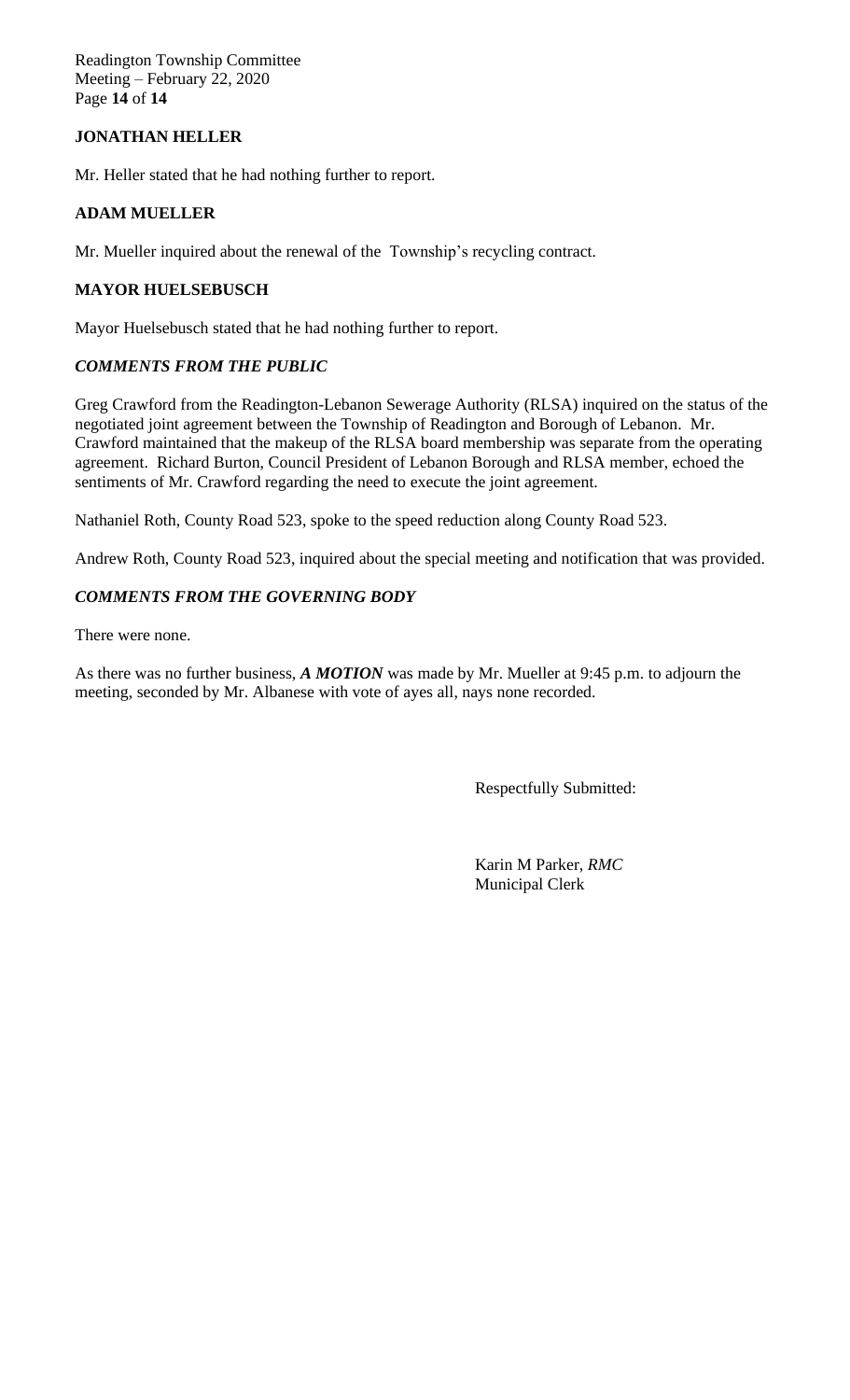**JONATHAN HELLER**

Mr. Heller stated that he had nothing further to report.

**ADAM MUELLER**

Mr. Mueller inquired about the renewal of the Township's recycling contract.

**MAYOR HUELSEBUSCH**

Mayor Huelsebusch stated that he had nothing further to report.

***COMMENTS FROM THE PUBLIC***

Greg Crawford from the Readington-Lebanon Sewerage Authority (RLSA) inquired on the status of the negotiated joint agreement between the Township of Readington and Borough of Lebanon. Mr. Crawford maintained that the makeup of the RLSA board membership was separate from the operating agreement. Richard Burton, Council President of Lebanon Borough and RLSA member, echoed the sentiments of Mr. Crawford regarding the need to execute the joint agreement.

Nathaniel Roth, County Road 523, spoke to the speed reduction along County Road 523.

Andrew Roth, County Road 523, inquired about the special meeting and notification that was provided.

***COMMENTS FROM THE GOVERNING BODY***

There were none.

As there was no further business, ***A MOTION*** was made by Mr. Mueller at 9:45 p.m. to adjourn the meeting, seconded by Mr. Albanese with vote of ayes all, nays none recorded.

Respectfully Submitted:

Karin M Parker, *RMC*
Municipal Clerk